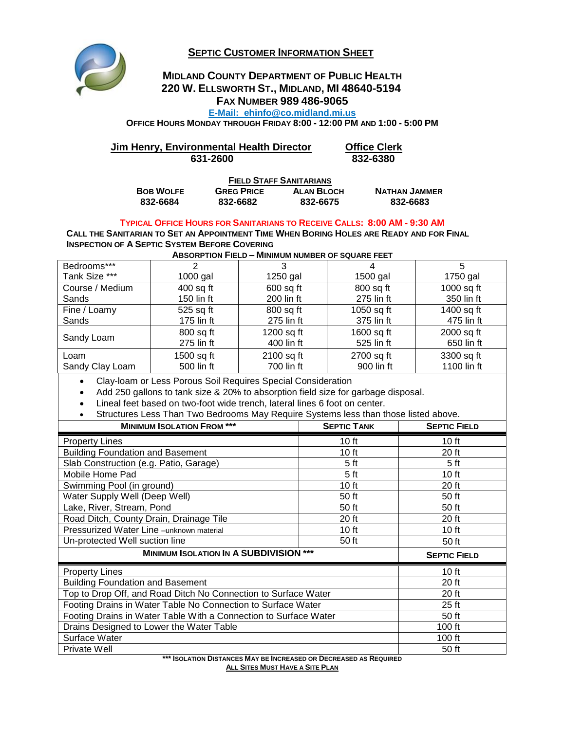# Septic Customer Information Sheet

## Midland County Department of Public Health
## 220 W. Ellsworth St., Midland, MI 48640-5194
## Fax Number 989 486-9065

E-Mail: ehinfo@co.midland.mi.us

**Office Hours Monday through Friday 8:00 - 12:00 PM and 1:00 - 5:00 PM**

| Jim Henry, Environmental Health Director | Office Clerk |
|---|---|
| 631-2600 | 832-6380 |

**Field Staff Sanitarians**

| Bob Wolfe | Greg Price | Alan Bloch | Nathan Jammer |
|---|---|---|---|
| 832-6684 | 832-6682 | 832-6675 | 832-6683 |

**Typical Office Hours for Sanitarians to Receive Calls: 8:00 AM - 9:30 AM**

**Call the Sanitarian to Set an Appointment Time When Boring Holes are Ready and for Final Inspection of a Septic System Before Covering**

**Absorption Field – Minimum Number of Square Feet**

| Bedrooms***<br>Tank Size *** | 2<br>1000 gal | 3<br>1250 gal | 4<br>1500 gal | 5<br>1750 gal |
|---|---|---|---|---|
| Course / Medium Sands | 400 sq ft<br>150 lin ft | 600 sq ft<br>200 lin ft | 800 sq ft<br>275 lin ft | 1000 sq ft<br>350 lin ft |
| Fine / Loamy Sands | 525 sq ft<br>175 lin ft | 800 sq ft<br>275 lin ft | 1050 sq ft<br>375 lin ft | 1400 sq ft<br>475 lin ft |
| Sandy Loam | 800 sq ft<br>275 lin ft | 1200 sq ft<br>400 lin ft | 1600 sq ft<br>525 lin ft | 2000 sq ft<br>650 lin ft |
| Loam<br>Sandy Clay Loam | 1500 sq ft<br>500 lin ft | 2100 sq ft<br>700 lin ft | 2700 sq ft<br>900 lin ft | 3300 sq ft<br>1100 lin ft |

- Clay-loam or Less Porous Soil Requires Special Consideration
- Add 250 gallons to tank size & 20% to absorption field size for garbage disposal.
- Lineal feet based on two-foot wide trench, lateral lines 6 foot on center.
- Structures Less Than Two Bedrooms May Require Systems less than those listed above.

| Minimum Isolation From *** | Septic Tank | Septic Field |
|---|---|---|
| Property Lines | 10 ft | 10 ft |
| Building Foundation and Basement | 10 ft | 20 ft |
| Slab Construction (e.g. Patio, Garage) | 5 ft | 5 ft |
| Mobile Home Pad | 5 ft | 10 ft |
| Swimming Pool (in ground) | 10 ft | 20 ft |
| Water Supply Well (Deep Well) | 50 ft | 50 ft |
| Lake, River, Stream, Pond | 50 ft | 50 ft |
| Road Ditch, County Drain, Drainage Tile | 20 ft | 20 ft |
| Pressurized Water Line –unknown material | 10 ft | 10 ft |
| Un-protected Well suction line | 50 ft | 50 ft |

| Minimum Isolation In A Subdivision *** | Septic Field |
|---|---|
| Property Lines | 10 ft |
| Building Foundation and Basement | 20 ft |
| Top to Drop Off, and Road Ditch No Connection to Surface Water | 20 ft |
| Footing Drains in Water Table No Connection to Surface Water | 25 ft |
| Footing Drains in Water Table With a Connection to Surface Water | 50 ft |
| Drains Designed to Lower the Water Table | 100 ft |
| Surface Water | 100 ft |
| Private Well | 50 ft |

**\*** Isolation Distances May be Increased or Decreased as Required**

**All Sites Must Have a Site Plan**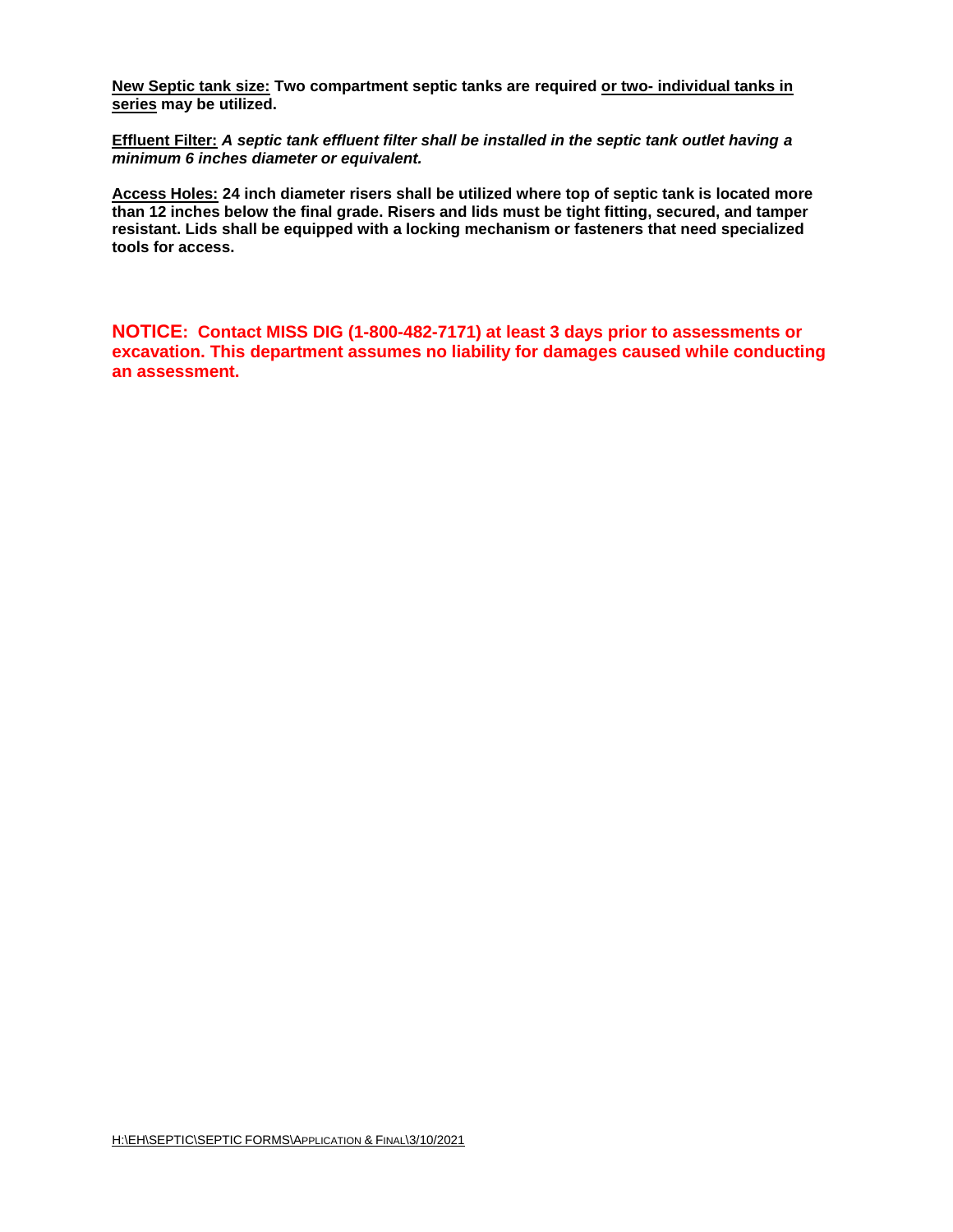**New Septic tank size: Two compartment septic tanks are required or two- individual tanks in series may be utilized.**

**Effluent Filter:** ***A septic tank effluent filter shall be installed in the septic tank outlet having a minimum 6 inches diameter or equivalent.***

**Access Holes: 24 inch diameter risers shall be utilized where top of septic tank is located more than 12 inches below the final grade. Risers and lids must be tight fitting, secured, and tamper resistant. Lids shall be equipped with a locking mechanism or fasteners that need specialized tools for access.**

**NOTICE: Contact MISS DIG (1-800-482-7171) at least 3 days prior to assessments or excavation. This department assumes no liability for damages caused while conducting an assessment.**